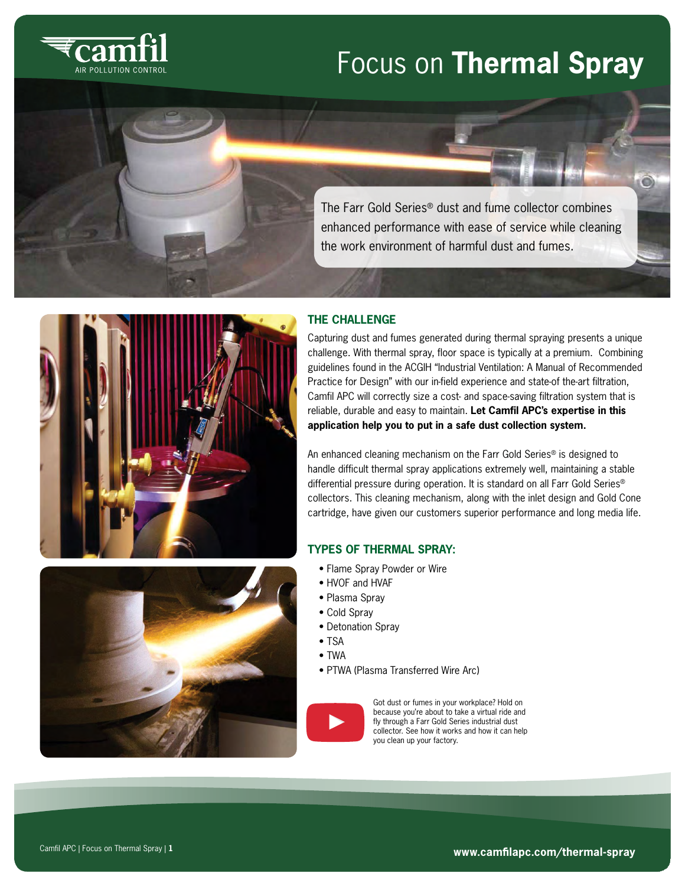camfil AIR POLLUTION CONTROL

# Focus on **Thermal Spray**

The Farr Gold Series® dust and fume collector combines enhanced performance with ease of service while cleaning the work environment of harmful dust and fumes.

## THE CHALLENGE

Capturing dust and fumes generated during thermal spraying presents a unique challenge. With thermal spray, floor space is typically at a premium. Combining guidelines found in the ACGIH "Industrial Ventilation: A Manual of Recommended Practice for Design" with our in-field experience and state-of the-art filtration, Camfil APC will correctly size a cost- and space-saving filtration system that is reliable, durable and easy to maintain. **Let Camfil APC's expertise in this application help you to put in a safe dust collection system.**

An enhanced cleaning mechanism on the Farr Gold Series® is designed to handle difficult thermal spray applications extremely well, maintaining a stable differential pressure during operation. It is standard on all Farr Gold Series® collectors. This cleaning mechanism, along with the inlet design and Gold Cone cartridge, have given our customers superior performance and long media life.

## TYPES OF THERMAL SPRAY:

- Flame Spray Powder or Wire
- HVOF and HVAF
- Plasma Spray
- Cold Spray
- Detonation Spray
- TSA
- TWA
- PTWA (Plasma Transferred Wire Arc)

Got dust or fumes in your workplace? Hold on because you're about to take a virtual ride and fly through a Farr Gold Series industrial dust collector. See how it works and how it can help you clean up your factory.

**www.camfilapc.com/thermal-spray**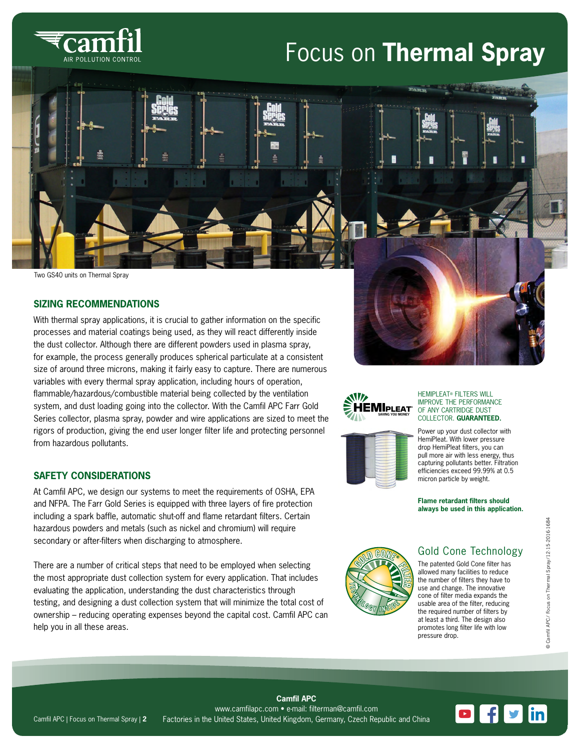# Focus on **Thermal Spray**

Two GS40 units on Thermal Spray

## SIZING RECOMMENDATIONS

With thermal spray applications, it is crucial to gather information on the specific processes and material coatings being used, as they will react differently inside the dust collector. Although there are different powders used in plasma spray, for example, the process generally produces spherical particulate at a consistent size of around three microns, making it fairly easy to capture. There are numerous variables with every thermal spray application, including hours of operation, flammable/hazardous/combustible material being collected by the ventilation system, and dust loading going into the collector. With the Camfil APC Farr Gold Series collector, plasma spray, powder and wire applications are sized to meet the rigors of production, giving the end user longer filter life and protecting personnel from hazardous pollutants.

## SAFETY CONSIDERATIONS

At Camfil APC, we design our systems to meet the requirements of OSHA, EPA and NFPA. The Farr Gold Series is equipped with three layers of fire protection including a spark baffle, automatic shut-off and flame retardant filters. Certain hazardous powders and metals (such as nickel and chromium) will require secondary or after-filters when discharging to atmosphere.

There are a number of critical steps that need to be employed when selecting the most appropriate dust collection system for every application. That includes evaluating the application, understanding the dust characteristics through testing, and designing a dust collection system that will minimize the total cost of ownership – reducing operating expenses beyond the capital cost. Camfil APC can help you in all these areas.

HEMIPLEAT® FILTERS WILL IMPROVE THE PERFORMANCE OF ANY CARTRIDGE DUST COLLECTOR. **GUARANTEED.**

Power up your dust collector with HemiPleat. With lower pressure drop HemiPleat filters, you can pull more air with less energy, thus capturing pollutants better. Filtration efficiencies exceed 99.99% at 0.5 micron particle by weight.

**Flame retardant filters should always be used in this application.**

### Gold Cone Technology

The patented Gold Cone filter has allowed many facilities to reduce the number of filters they have to use and change. The innovative cone of filter media expands the usable area of the filter, reducing the required number of filters by at least a third. The design also promotes long filter life with low pressure drop.

© Camfil APC/ Focus on Thermal Spray/12-15-2016-1684

**Camfil APC**
www.camfilapc.com • e-mail: filterman@camfil.com
Factories in the United States, United Kingdom, Germany, Czech Republic and China